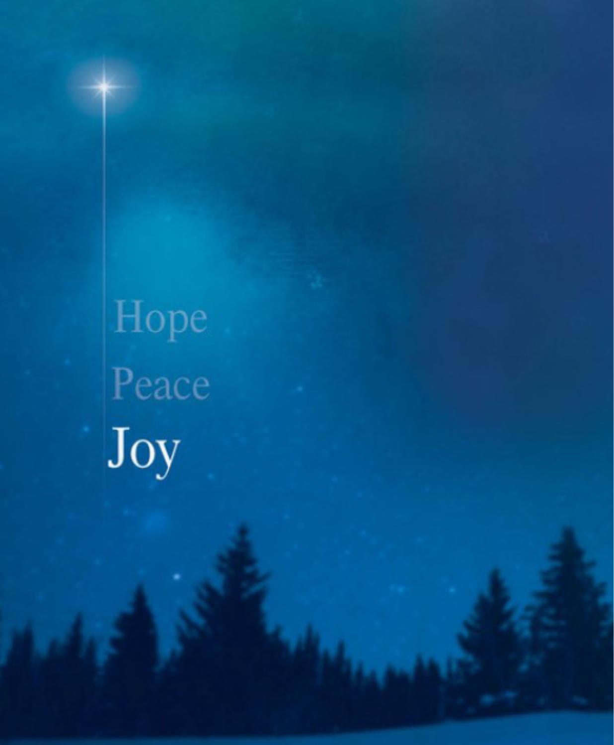Hope

Peace

Joy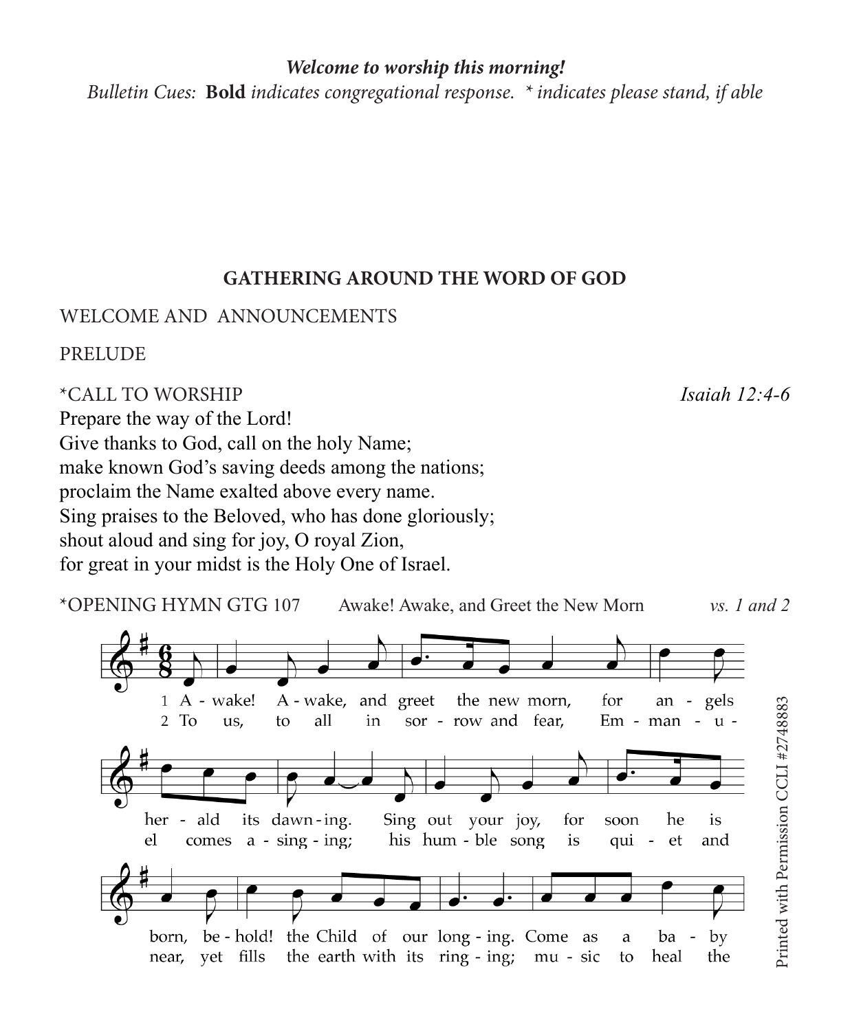***Welcome to worship this morning!***

*Bulletin Cues:* **Bold** *indicates congregational response. * indicates please stand, if able*

## GATHERING AROUND THE WORD OF GOD

WELCOME AND ANNOUNCEMENTS

PRELUDE

*CALL TO WORSHIP *Isaiah 12:4-6*

Prepare the way of the Lord!
Give thanks to God, call on the holy Name;
make known God's saving deeds among the nations;
proclaim the Name exalted above every name.
Sing praises to the Beloved, who has done gloriously;
shout aloud and sing for joy, O royal Zion,
for great in your midst is the Holy One of Israel.

*OPENING HYMN GTG 107 Awake! Awake, and Greet the New Morn *vs. 1 and 2*

1 A - wake! A - wake, and greet the new morn, for an - gels her - ald its dawn - ing. Sing out your joy, for soon he is born, be - hold! the Child of our long - ing. Come as a ba - by

2 To us, to all in sor - row and fear, Em - man - u - el comes a - sing - ing; his hum - ble song is qui - et and near, yet fills the earth with its ring - ing; mu - sic to heal the

Printed with Permission CCLI #2748883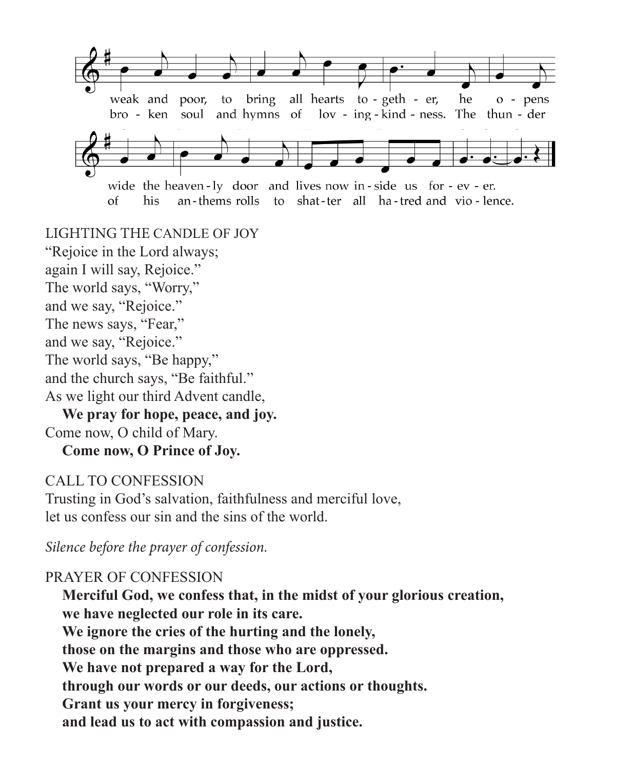weak and poor, to bring all hearts to-geth-er, he o-pens
bro-ken soul and hymns of lov-ing-kind-ness. The thun-der

wide the heaven-ly door and lives now in-side us for-ev-er.
of his an-thems rolls to shat-ter all ha-tred and vio-lence.

LIGHTING THE CANDLE OF JOY

"Rejoice in the Lord always;
again I will say, Rejoice."
The world says, "Worry,"
and we say, "Rejoice."
The news says, "Fear,"
and we say, "Rejoice."
The world says, "Be happy,"
and the church says, "Be faithful."
As we light our third Advent candle,
**We pray for hope, peace, and joy.**
Come now, O child of Mary.
**Come now, O Prince of Joy.**

CALL TO CONFESSION

Trusting in God's salvation, faithfulness and merciful love,
let us confess our sin and the sins of the world.

*Silence before the prayer of confession.*

PRAYER OF CONFESSION

**Merciful God, we confess that, in the midst of your glorious creation,
we have neglected our role in its care.
We ignore the cries of the hurting and the lonely,
those on the margins and those who are oppressed.
We have not prepared a way for the Lord,
through our words or our deeds, our actions or thoughts.
Grant us your mercy in forgiveness;
and lead us to act with compassion and justice.**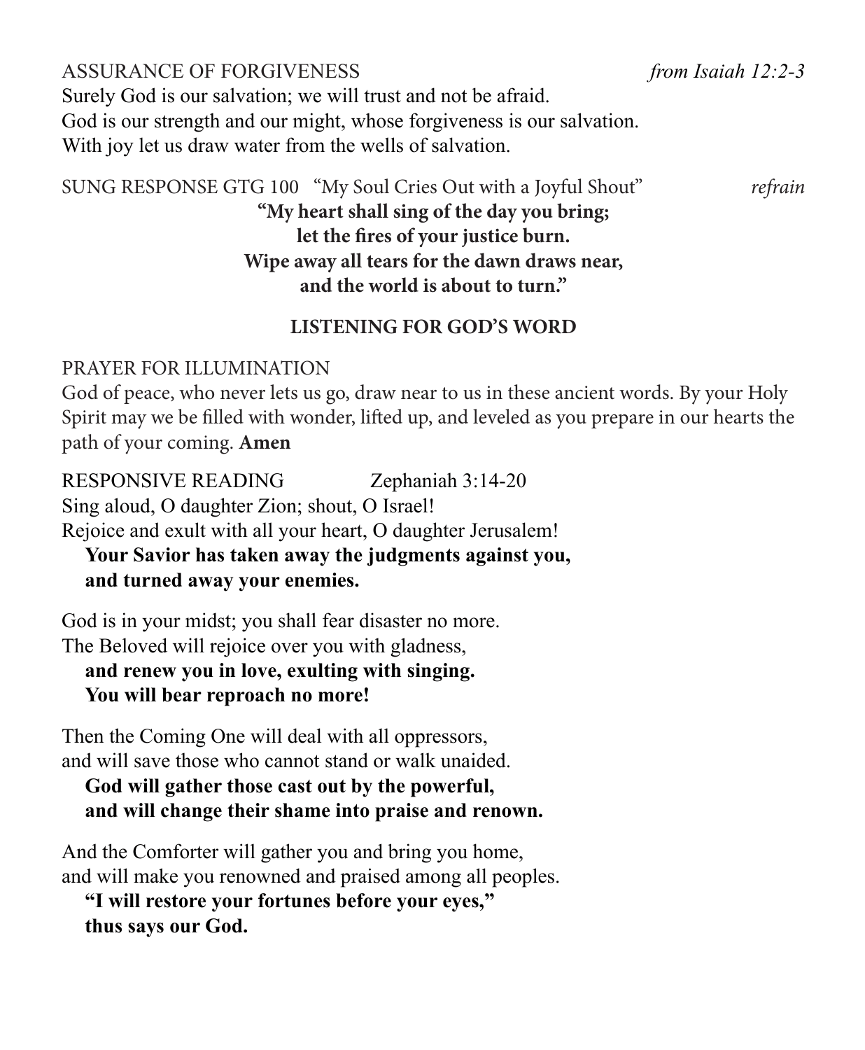ASSURANCE OF FORGIVENESS *from Isaiah 12:2-3*

Surely God is our salvation; we will trust and not be afraid.
God is our strength and our might, whose forgiveness is our salvation.
With joy let us draw water from the wells of salvation.

SUNG RESPONSE GTG 100 "My Soul Cries Out with a Joyful Shout" *refrain*

**"My heart shall sing of the day you bring;**
**let the fires of your justice burn.**
**Wipe away all tears for the dawn draws near,**
**and the world is about to turn."**

## LISTENING FOR GOD'S WORD

PRAYER FOR ILLUMINATION

God of peace, who never lets us go, draw near to us in these ancient words. By your Holy Spirit may we be filled with wonder, lifted up, and leveled as you prepare in our hearts the path of your coming. **Amen**

RESPONSIVE READING Zephaniah 3:14-20

Sing aloud, O daughter Zion; shout, O Israel!
Rejoice and exult with all your heart, O daughter Jerusalem!
**Your Savior has taken away the judgments against you,**
**and turned away your enemies.**

God is in your midst; you shall fear disaster no more.
The Beloved will rejoice over you with gladness,
**and renew you in love, exulting with singing.**
**You will bear reproach no more!**

Then the Coming One will deal with all oppressors,
and will save those who cannot stand or walk unaided.
**God will gather those cast out by the powerful,**
**and will change their shame into praise and renown.**

And the Comforter will gather you and bring you home,
and will make you renowned and praised among all peoples.
**"I will restore your fortunes before your eyes,"**
**thus says our God.**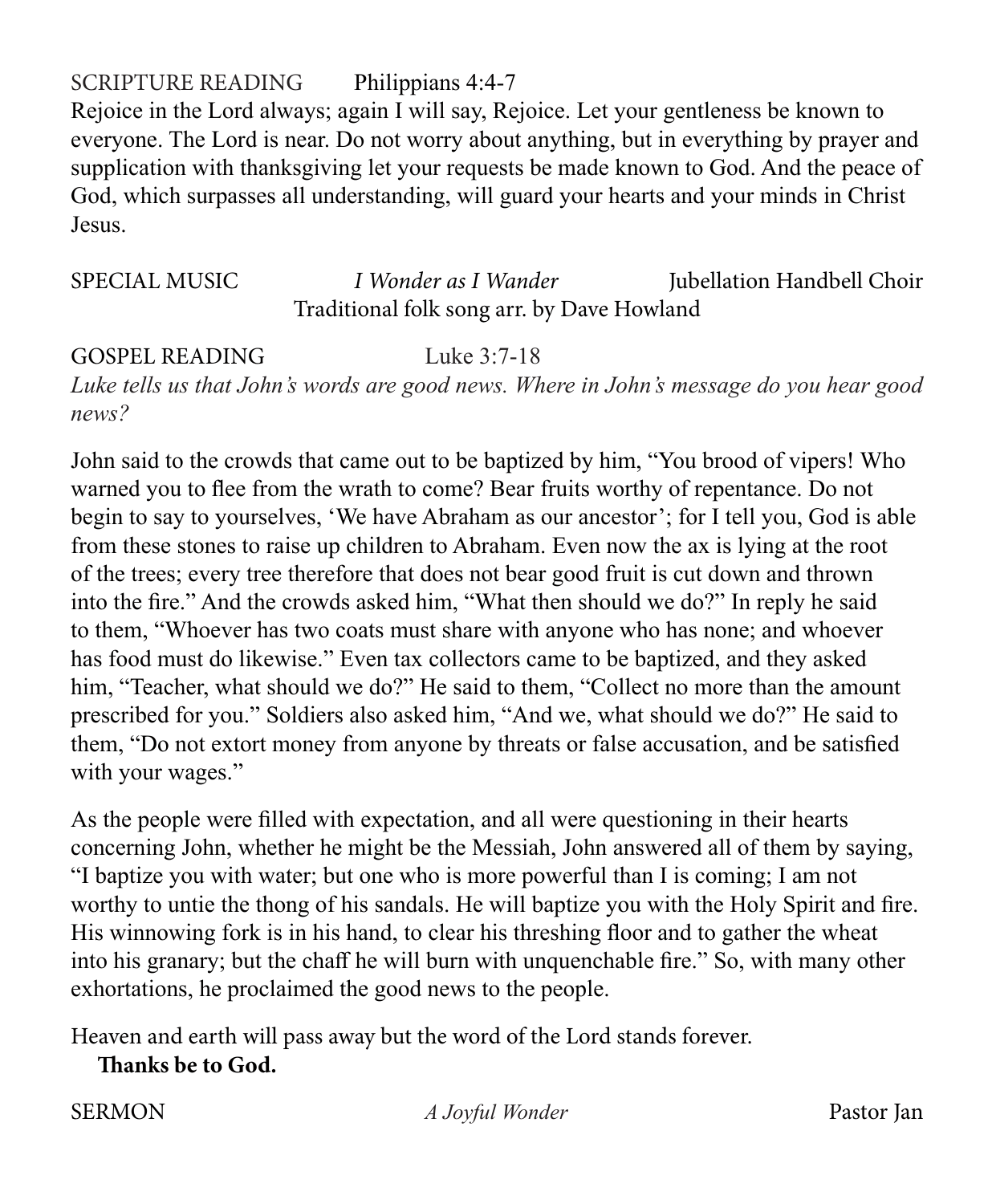SCRIPTURE READING Philippians 4:4-7

Rejoice in the Lord always; again I will say, Rejoice. Let your gentleness be known to everyone. The Lord is near. Do not worry about anything, but in everything by prayer and supplication with thanksgiving let your requests be made known to God. And the peace of God, which surpasses all understanding, will guard your hearts and your minds in Christ Jesus.

SPECIAL MUSIC *I Wonder as I Wander* Jubellation Handbell Choir
Traditional folk song arr. by Dave Howland

GOSPEL READING Luke 3:7-18

*Luke tells us that John's words are good news. Where in John's message do you hear good news?*

John said to the crowds that came out to be baptized by him, "You brood of vipers! Who warned you to flee from the wrath to come? Bear fruits worthy of repentance. Do not begin to say to yourselves, 'We have Abraham as our ancestor'; for I tell you, God is able from these stones to raise up children to Abraham. Even now the ax is lying at the root of the trees; every tree therefore that does not bear good fruit is cut down and thrown into the fire." And the crowds asked him, "What then should we do?" In reply he said to them, "Whoever has two coats must share with anyone who has none; and whoever has food must do likewise." Even tax collectors came to be baptized, and they asked him, "Teacher, what should we do?" He said to them, "Collect no more than the amount prescribed for you." Soldiers also asked him, "And we, what should we do?" He said to them, "Do not extort money from anyone by threats or false accusation, and be satisfied with your wages."

As the people were filled with expectation, and all were questioning in their hearts concerning John, whether he might be the Messiah, John answered all of them by saying, "I baptize you with water; but one who is more powerful than I is coming; I am not worthy to untie the thong of his sandals. He will baptize you with the Holy Spirit and fire. His winnowing fork is in his hand, to clear his threshing floor and to gather the wheat into his granary; but the chaff he will burn with unquenchable fire." So, with many other exhortations, he proclaimed the good news to the people.

Heaven and earth will pass away but the word of the Lord stands forever.
**Thanks be to God.**

SERMON *A Joyful Wonder* Pastor Jan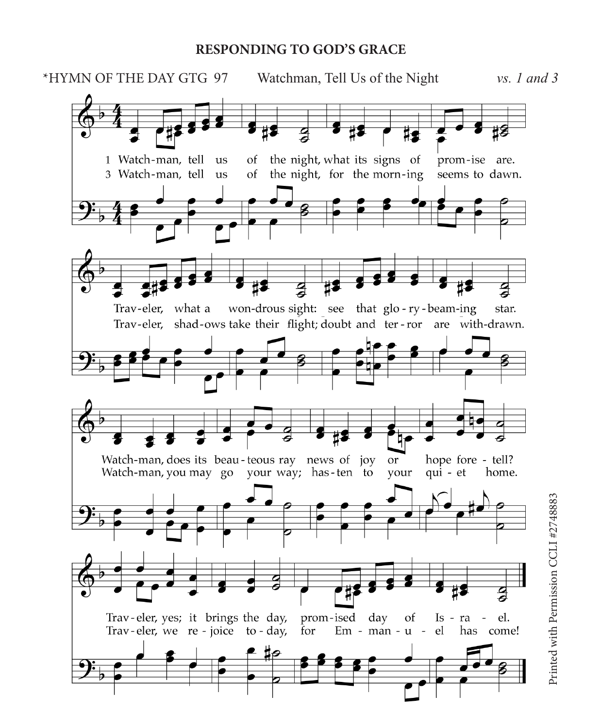## RESPONDING TO GOD'S GRACE

*HYMN OF THE DAY GTG 97 Watchman, Tell Us of the Night *vs. 1 and 3*

1 Watch-man, tell us of the night, what its signs of prom-ise are.
Trav-eler, what a won-drous sight: see that glo-ry-beam-ing star.
Watch-man, does its beau-teous ray news of joy or hope fore-tell?
Trav-eler, yes; it brings the day, prom-ised day of Is-ra-el.

3 Watch-man, tell us of the night, for the morn-ing seems to dawn.
Trav-eler, shad-ows take their flight; doubt and ter-ror are with-drawn.
Watch-man, you may go your way; has-ten to your qui-et home.
Trav-eler, we re-joice to-day, for Em-man-u-el has come!

Printed with Permission CCLI #2748883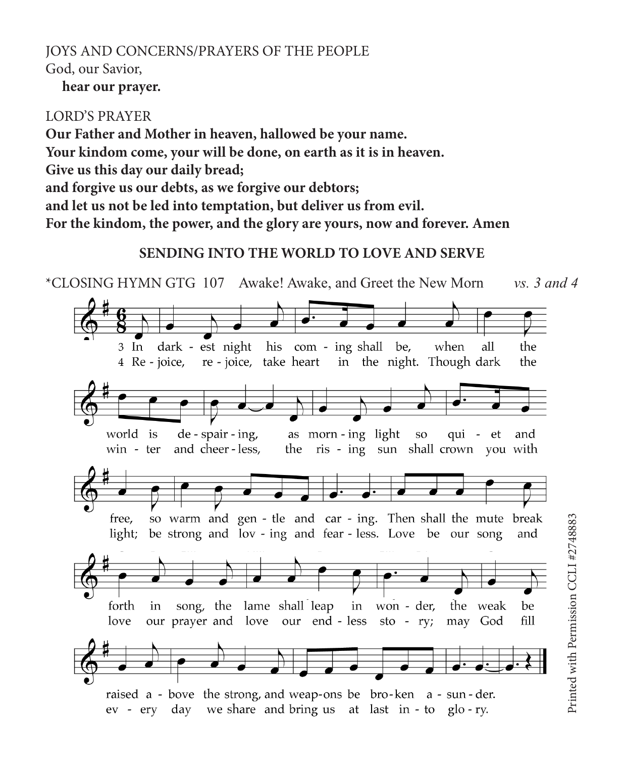JOYS AND CONCERNS/PRAYERS OF THE PEOPLE

God, our Savior,

**hear our prayer.**

LORD'S PRAYER

**Our Father and Mother in heaven, hallowed be your name.**
**Your kindom come, your will be done, on earth as it is in heaven.**
**Give us this day our daily bread;**
**and forgive us our debts, as we forgive our debtors;**
**and let us not be led into temptation, but deliver us from evil.**
**For the kindom, the power, and the glory are yours, now and forever. Amen**

## SENDING INTO THE WORLD TO LOVE AND SERVE

*CLOSING HYMN GTG 107 Awake! Awake, and Greet the New Morn *vs. 3 and 4*

3 In darkest night his coming shall be, when all the world is despairing, as morning light so quiet and free, so warm and gentle and caring. Then shall the mute break forth in song, the lame shall leap in wonder, the weak be raised above the strong, and weapons be broken asunder.

4 Rejoice, rejoice, take heart in the night. Though dark the winter and cheerless, the rising sun shall crown you with light; be strong and loving and fearless. Love be our song and love our prayer and love our endless story; may God fill every day we share and bring us at last into glory.

Printed with Permission CCLI #2748883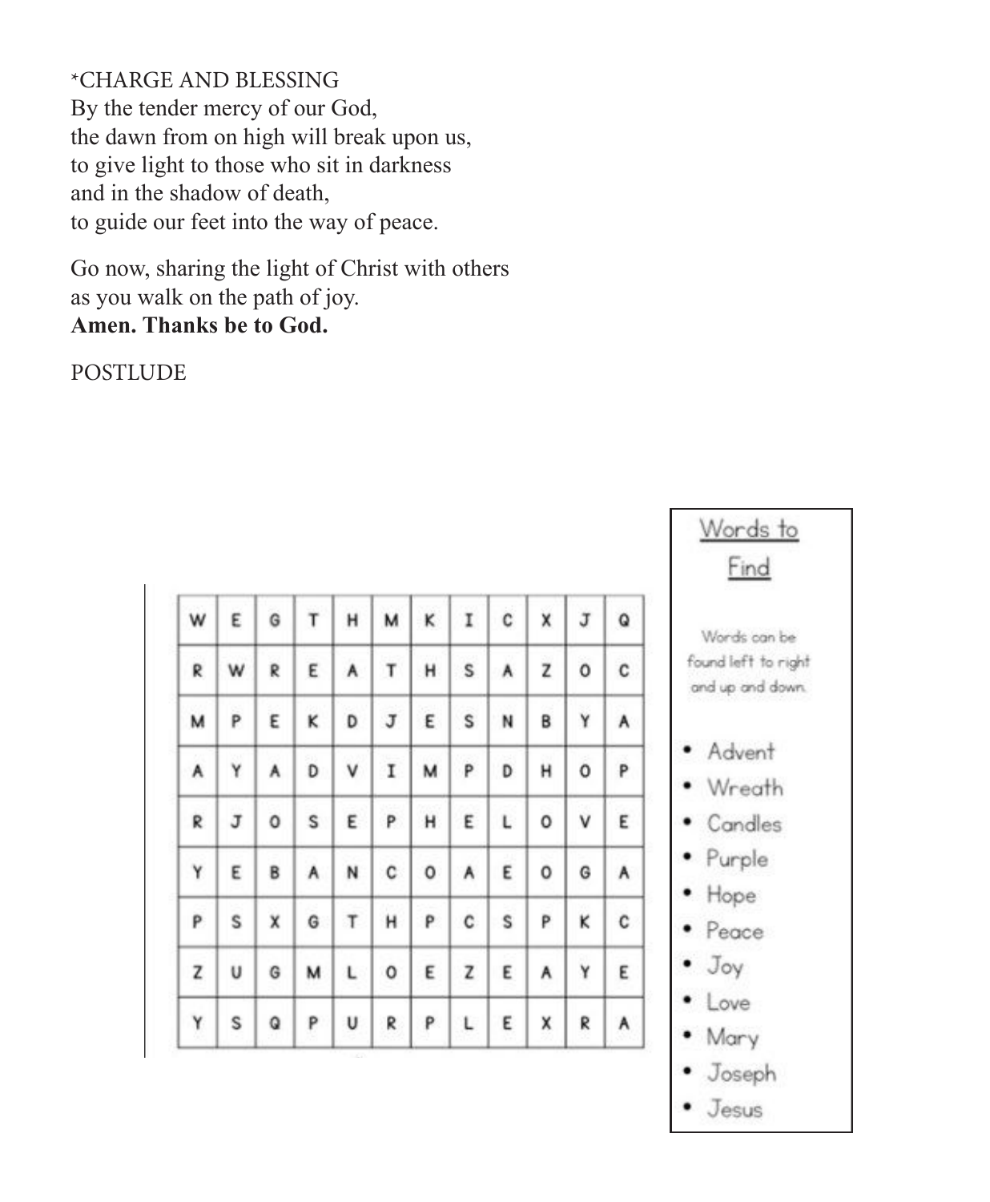*CHARGE AND BLESSING

By the tender mercy of our God,
the dawn from on high will break upon us,
to give light to those who sit in darkness
and in the shadow of death,
to guide our feet into the way of peace.

Go now, sharing the light of Christ with others
as you walk on the path of joy.
**Amen. Thanks be to God.**

POSTLUDE

| | | | | | | | | | | | |
|---|---|---|---|---|---|---|---|---|---|---|---|
| W | E | G | T | H | M | K | I | C | X | J | Q |
| R | W | R | E | A | T | H | S | A | Z | O | C |
| M | P | E | K | D | J | E | S | N | B | Y | A |
| A | Y | A | D | V | I | M | P | D | H | O | P |
| R | J | O | S | E | P | H | E | L | O | V | E |
| Y | E | B | A | N | C | O | A | E | O | G | A |
| P | S | X | G | T | H | P | C | S | P | K | C |
| Z | U | G | M | L | O | E | Z | E | A | Y | E |
| Y | S | Q | P | U | R | P | L | E | X | R | A |

Words to Find

Words can be found left to right and up and down.

- Advent
- Wreath
- Candles
- Purple
- Hope
- Peace
- Joy
- Love
- Mary
- Joseph
- Jesus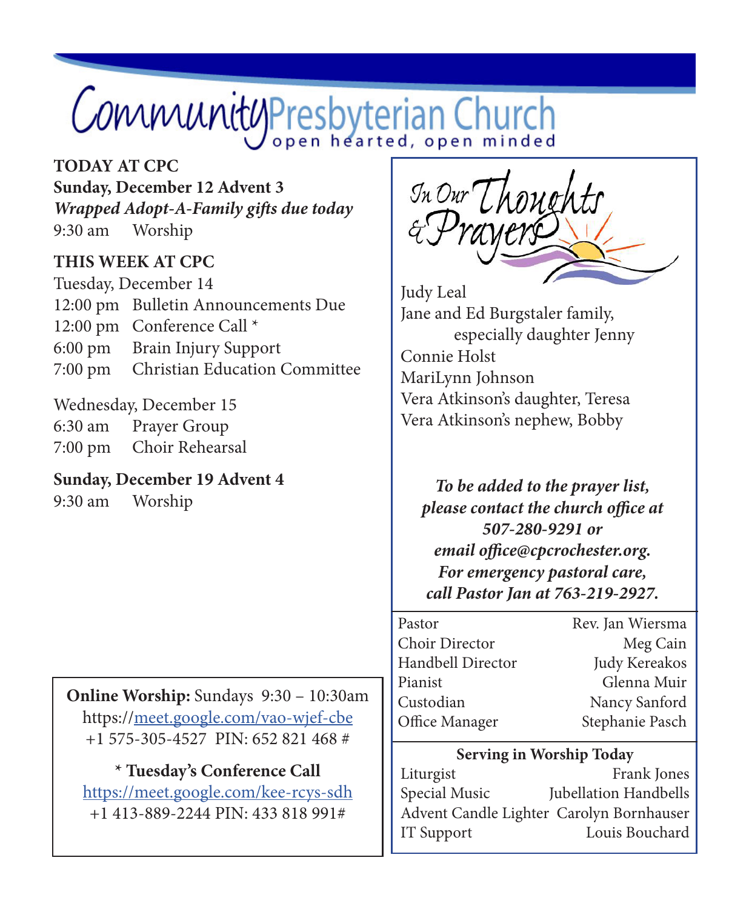# Community Presbyterian Church

*open hearted, open minded*

**TODAY AT CPC**

**Sunday, December 12 Advent 3**

***Wrapped Adopt-A-Family gifts due today***

9:30 am Worship

**THIS WEEK AT CPC**

Tuesday, December 14

12:00 pm Bulletin Announcements Due

12:00 pm Conference Call *

6:00 pm Brain Injury Support

7:00 pm Christian Education Committee

Wednesday, December 15

6:30 am Prayer Group

7:00 pm Choir Rehearsal

**Sunday, December 19 Advent 4**

9:30 am Worship

**Online Worship:** Sundays 9:30 – 10:30am
https://meet.google.com/vao-wjef-cbe
+1 575-305-4527 PIN: 652 821 468 #

**\* Tuesday's Conference Call**
https://meet.google.com/kee-rcys-sdh
+1 413-889-2244 PIN: 433 818 991#

## In Our Thoughts & Prayers

Judy Leal

Jane and Ed Burgstaler family, especially daughter Jenny

Connie Holst

MariLynn Johnson

Vera Atkinson's daughter, Teresa

Vera Atkinson's nephew, Bobby

***To be added to the prayer list, please contact the church office at 507-280-9291 or email office@cpcrochester.org. For emergency pastoral care, call Pastor Jan at 763-219-2927.***

| | |
|---|---|
| Pastor | Rev. Jan Wiersma |
| Choir Director | Meg Cain |
| Handbell Director | Judy Kereakos |
| Pianist | Glenna Muir |
| Custodian | Nancy Sanford |
| Office Manager | Stephanie Pasch |

**Serving in Worship Today**

| | |
|---|---|
| Liturgist | Frank Jones |
| Special Music | Jubellation Handbells |
| Advent Candle Lighter | Carolyn Bornhauser |
| IT Support | Louis Bouchard |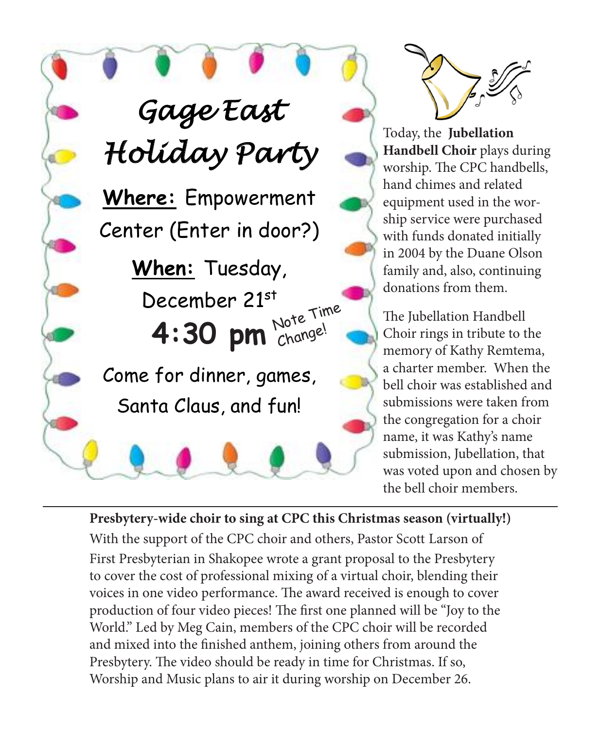# Gage East Holiday Party

**Where:** Empowerment Center (Enter in door?)

**When:** Tuesday, December 21st

**4:30 pm** Note Time Change!

Come for dinner, games, Santa Claus, and fun!

Today, the **Jubellation Handbell Choir** plays during worship. The CPC handbells, hand chimes and related equipment used in the worship service were purchased with funds donated initially in 2004 by the Duane Olson family and, also, continuing donations from them.

The Jubellation Handbell Choir rings in tribute to the memory of Kathy Remtema, a charter member. When the bell choir was established and submissions were taken from the congregation for a choir name, it was Kathy's name submission, Jubellation, that was voted upon and chosen by the bell choir members.

---

**Presbytery-wide choir to sing at CPC this Christmas season (virtually!)**

With the support of the CPC choir and others, Pastor Scott Larson of First Presbyterian in Shakopee wrote a grant proposal to the Presbytery to cover the cost of professional mixing of a virtual choir, blending their voices in one video performance. The award received is enough to cover production of four video pieces! The first one planned will be "Joy to the World." Led by Meg Cain, members of the CPC choir will be recorded and mixed into the finished anthem, joining others from around the Presbytery. The video should be ready in time for Christmas. If so, Worship and Music plans to air it during worship on December 26.